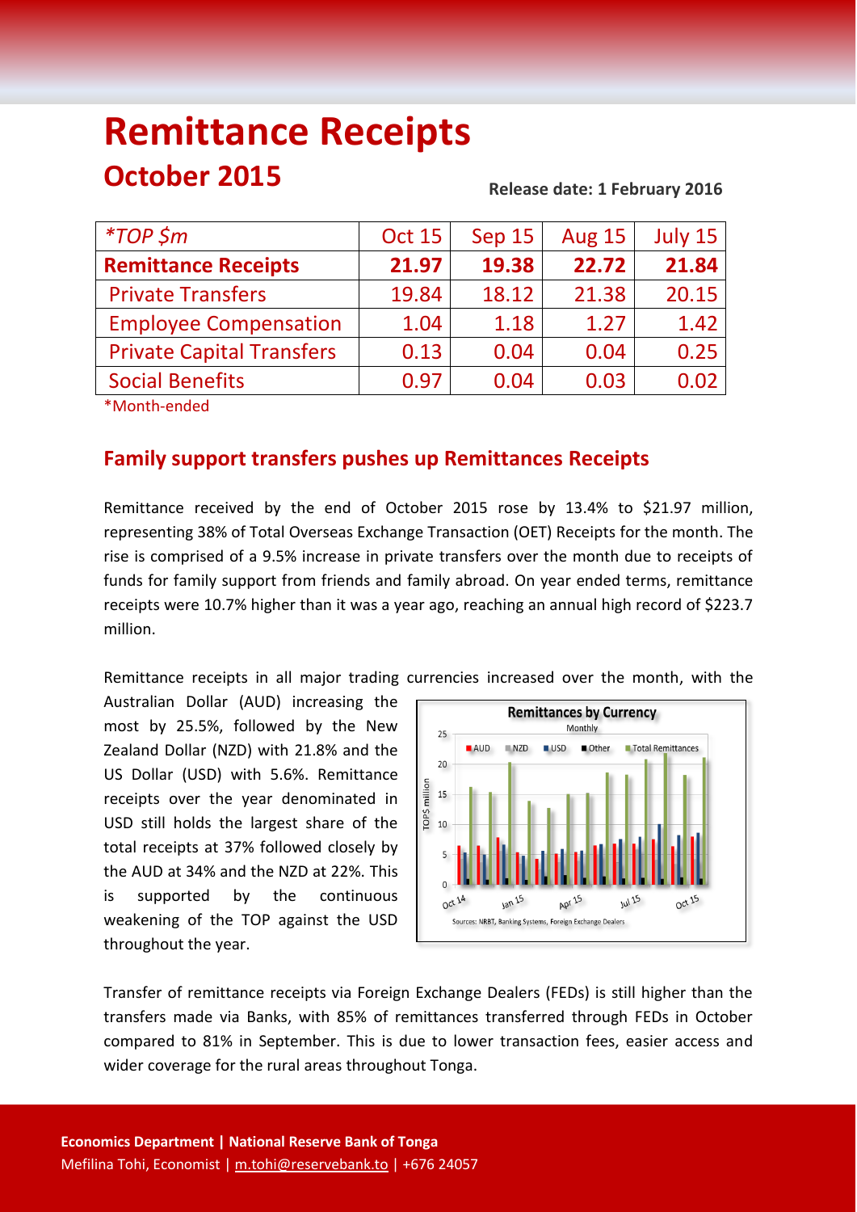# Remittance Receipts

## October 2015

**Release date: 1 February 2016**

| *TOP $m | Oct 15 | Sep 15 | Aug 15 | July 15 |
|---|---|---|---|---|
| **Remittance Receipts** | **21.97** | **19.38** | **22.72** | **21.84** |
| Private Transfers | 19.84 | 18.12 | 21.38 | 20.15 |
| Employee Compensation | 1.04 | 1.18 | 1.27 | 1.42 |
| Private Capital Transfers | 0.13 | 0.04 | 0.04 | 0.25 |
| Social Benefits | 0.97 | 0.04 | 0.03 | 0.02 |

*Month-ended

### Family support transfers pushes up Remittances Receipts

Remittance received by the end of October 2015 rose by 13.4% to $21.97 million, representing 38% of Total Overseas Exchange Transaction (OET) Receipts for the month. The rise is comprised of a 9.5% increase in private transfers over the month due to receipts of funds for family support from friends and family abroad. On year ended terms, remittance receipts were 10.7% higher than it was a year ago, reaching an annual high record of $223.7 million.

Remittance receipts in all major trading currencies increased over the month, with the Australian Dollar (AUD) increasing the most by 25.5%, followed by the New Zealand Dollar (NZD) with 21.8% and the US Dollar (USD) with 5.6%. Remittance receipts over the year denominated in USD still holds the largest share of the total receipts at 37% followed closely by the AUD at 34% and the NZD at 22%. This is supported by the continuous weakening of the TOP against the USD throughout the year.

**Remittances by Currency**
Monthly

Sources: NRBT, Banking Systems, Foreign Exchange Dealers

Transfer of remittance receipts via Foreign Exchange Dealers (FEDs) is still higher than the transfers made via Banks, with 85% of remittances transferred through FEDs in October compared to 81% in September. This is due to lower transaction fees, easier access and wider coverage for the rural areas throughout Tonga.

**Economics Department | National Reserve Bank of Tonga**
Mefilina Tohi, Economist | m.tohi@reservebank.to | +676 24057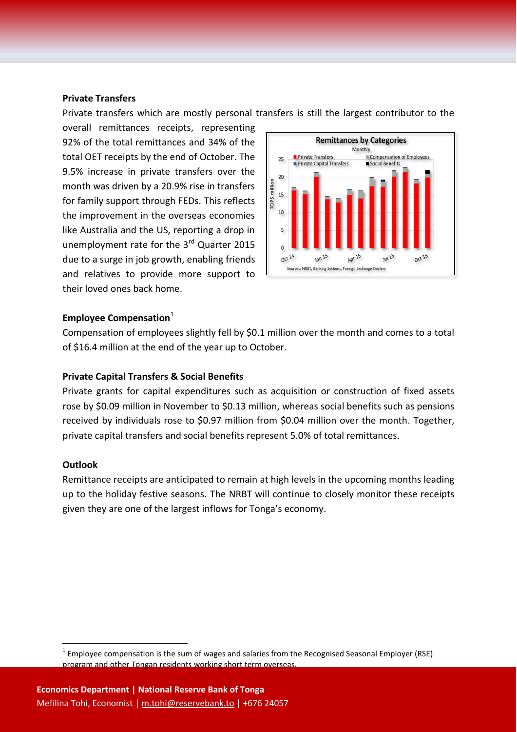**Private Transfers**

Private transfers which are mostly personal transfers is still the largest contributor to the overall remittances receipts, representing 92% of the total remittances and 34% of the total OET receipts by the end of October. The 9.5% increase in private transfers over the month was driven by a 20.9% rise in transfers for family support through FEDs. This reflects the improvement in the overseas economies like Australia and the US, reporting a drop in unemployment rate for the 3rd Quarter 2015 due to a surge in job growth, enabling friends and relatives to provide more support to their loved ones back home.

**Employee Compensation**[1]

Compensation of employees slightly fell by $0.1 million over the month and comes to a total of $16.4 million at the end of the year up to October.

**Private Capital Transfers & Social Benefits**

Private grants for capital expenditures such as acquisition or construction of fixed assets rose by $0.09 million in November to $0.13 million, whereas social benefits such as pensions received by individuals rose to $0.97 million from $0.04 million over the month. Together, private capital transfers and social benefits represent 5.0% of total remittances.

**Outlook**

Remittance receipts are anticipated to remain at high levels in the upcoming months leading up to the holiday festive seasons. The NRBT will continue to closely monitor these receipts given they are one of the largest inflows for Tonga's economy.

[1] Employee compensation is the sum of wages and salaries from the Recognised Seasonal Employer (RSE) program and other Tongan residents working short term overseas.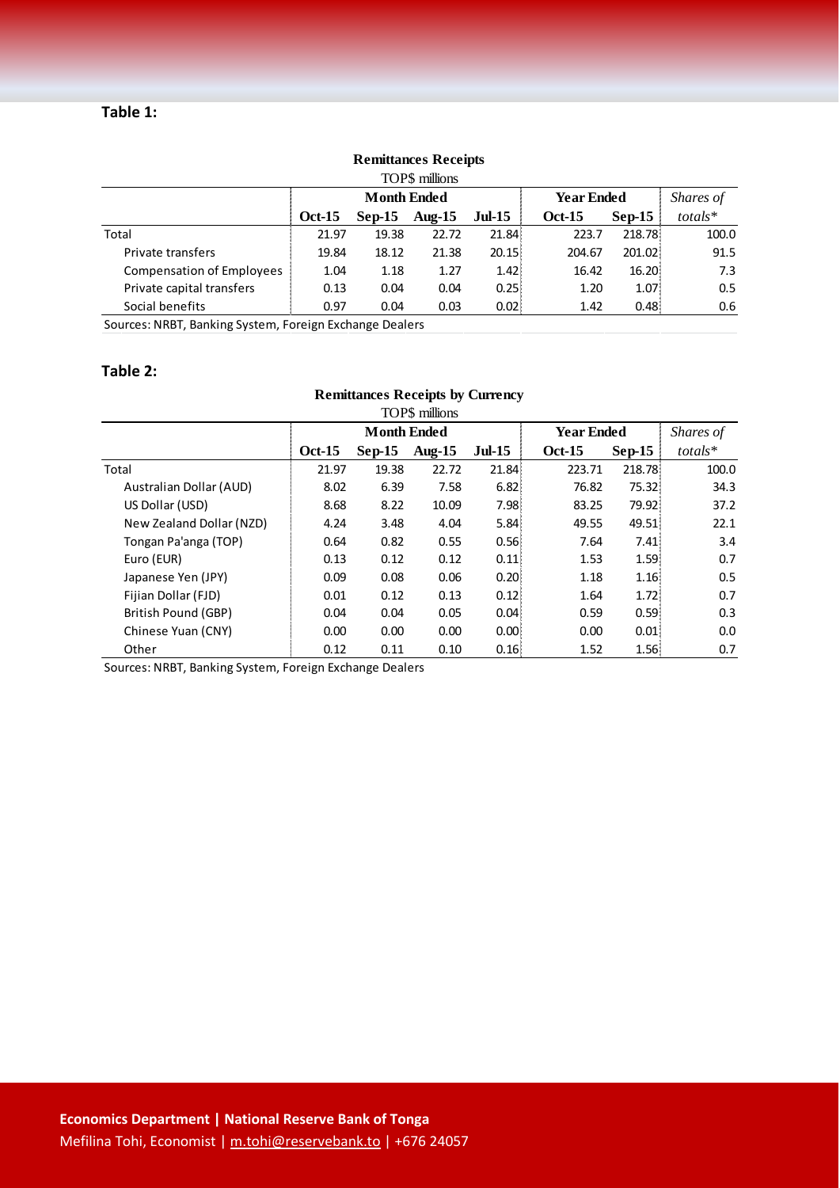**Table 1:**

**Remittances Receipts**

TOP$ millions

| | Month Ended | | | | Year Ended | | *Shares of* |
|---|---|---|---|---|---|---|---|
| | **Oct-15** | **Sep-15** | **Aug-15** | **Jul-15** | **Oct-15** | **Sep-15** | *totals** |
| Total | 21.97 | 19.38 | 22.72 | 21.84 | 223.7 | 218.78 | 100.0 |
| Private transfers | 19.84 | 18.12 | 21.38 | 20.15 | 204.67 | 201.02 | 91.5 |
| Compensation of Employees | 1.04 | 1.18 | 1.27 | 1.42 | 16.42 | 16.20 | 7.3 |
| Private capital transfers | 0.13 | 0.04 | 0.04 | 0.25 | 1.20 | 1.07 | 0.5 |
| Social benefits | 0.97 | 0.04 | 0.03 | 0.02 | 1.42 | 0.48 | 0.6 |

Sources: NRBT, Banking System, Foreign Exchange Dealers

**Table 2:**

**Remittances Receipts by Currency**

TOP$ millions

| | Month Ended | | | | Year Ended | | *Shares of* |
|---|---|---|---|---|---|---|---|
| | **Oct-15** | **Sep-15** | **Aug-15** | **Jul-15** | **Oct-15** | **Sep-15** | *totals** |
| Total | 21.97 | 19.38 | 22.72 | 21.84 | 223.71 | 218.78 | 100.0 |
| Australian Dollar (AUD) | 8.02 | 6.39 | 7.58 | 6.82 | 76.82 | 75.32 | 34.3 |
| US Dollar (USD) | 8.68 | 8.22 | 10.09 | 7.98 | 83.25 | 79.92 | 37.2 |
| New Zealand Dollar (NZD) | 4.24 | 3.48 | 4.04 | 5.84 | 49.55 | 49.51 | 22.1 |
| Tongan Pa'anga (TOP) | 0.64 | 0.82 | 0.55 | 0.56 | 7.64 | 7.41 | 3.4 |
| Euro (EUR) | 0.13 | 0.12 | 0.12 | 0.11 | 1.53 | 1.59 | 0.7 |
| Japanese Yen (JPY) | 0.09 | 0.08 | 0.06 | 0.20 | 1.18 | 1.16 | 0.5 |
| Fijian Dollar (FJD) | 0.01 | 0.12 | 0.13 | 0.12 | 1.64 | 1.72 | 0.7 |
| British Pound (GBP) | 0.04 | 0.04 | 0.05 | 0.04 | 0.59 | 0.59 | 0.3 |
| Chinese Yuan (CNY) | 0.00 | 0.00 | 0.00 | 0.00 | 0.00 | 0.01 | 0.0 |
| Other | 0.12 | 0.11 | 0.10 | 0.16 | 1.52 | 1.56 | 0.7 |

Sources: NRBT, Banking System, Foreign Exchange Dealers

**Economics Department | National Reserve Bank of Tonga**

Mefilina Tohi, Economist | m.tohi@reservebank.to | +676 24057